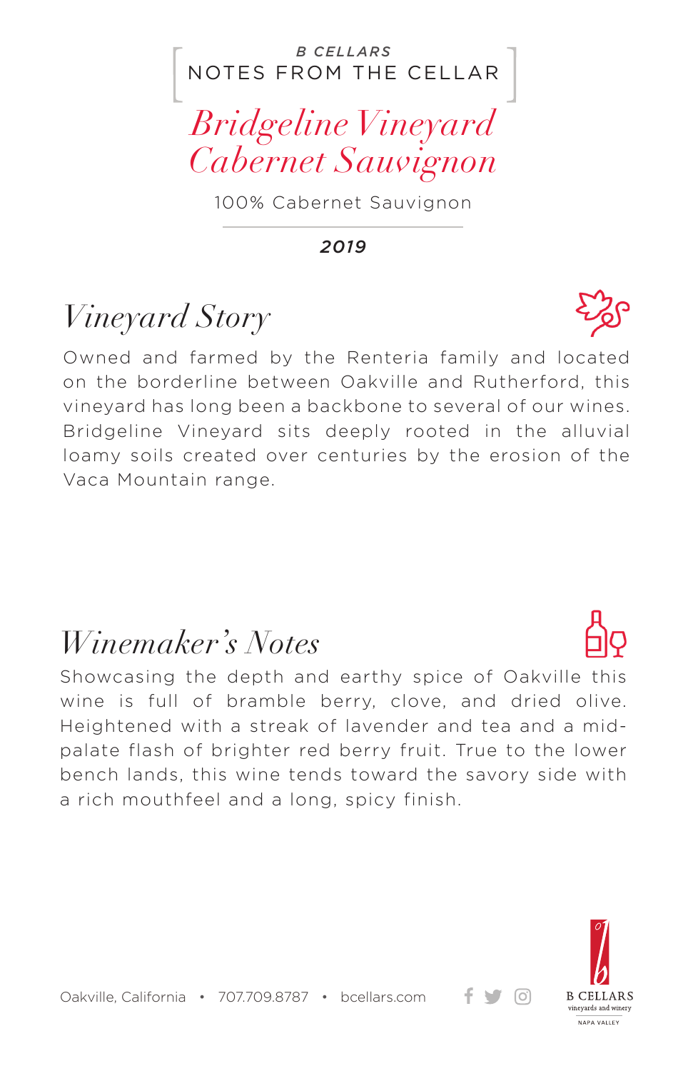B CELLARS

NOTES FROM THE CELLAR

# *Bridgeline Vineyard Cabernet Sauvignon*

100% Cabernet Sauvignon

***2019***

## *Vineyard Story*

Owned and farmed by the Renteria family and located on the borderline between Oakville and Rutherford, this vineyard has long been a backbone to several of our wines. Bridgeline Vineyard sits deeply rooted in the alluvial loamy soils created over centuries by the erosion of the Vaca Mountain range.

## *Winemaker's Notes*

Showcasing the depth and earthy spice of Oakville this wine is full of bramble berry, clove, and dried olive. Heightened with a streak of lavender and tea and a mid-palate flash of brighter red berry fruit. True to the lower bench lands, this wine tends toward the savory side with a rich mouthfeel and a long, spicy finish.

Oakville, California • 707.709.8787 • bcellars.com

B CELLARS vineyards and winery NAPA VALLEY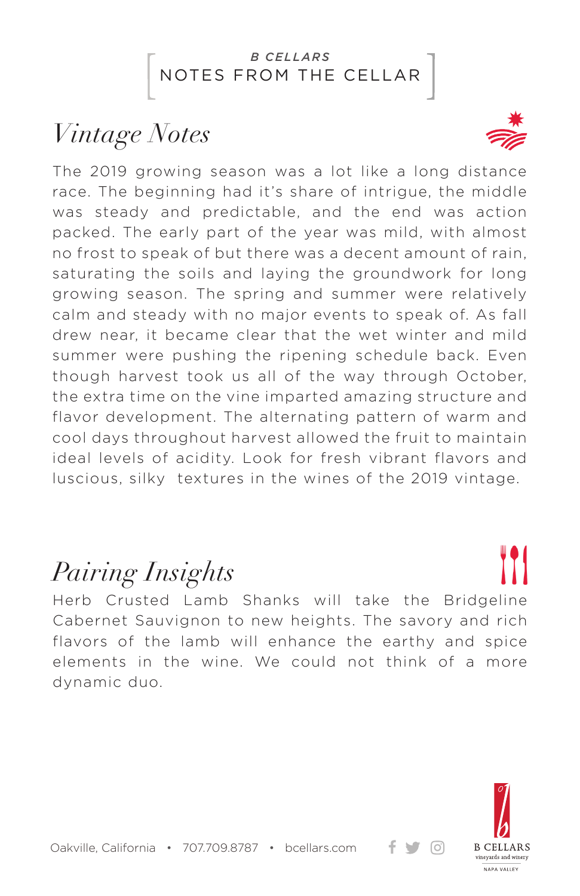*B CELLARS*
NOTES FROM THE CELLAR

## *Vintage Notes*

The 2019 growing season was a lot like a long distance race. The beginning had it's share of intrigue, the middle was steady and predictable, and the end was action packed. The early part of the year was mild, with almost no frost to speak of but there was a decent amount of rain, saturating the soils and laying the groundwork for long growing season. The spring and summer were relatively calm and steady with no major events to speak of. As fall drew near, it became clear that the wet winter and mild summer were pushing the ripening schedule back. Even though harvest took us all of the way through October, the extra time on the vine imparted amazing structure and flavor development. The alternating pattern of warm and cool days throughout harvest allowed the fruit to maintain ideal levels of acidity. Look for fresh vibrant flavors and luscious, silky textures in the wines of the 2019 vintage.

## *Pairing Insights*

Herb Crusted Lamb Shanks will take the Bridgeline Cabernet Sauvignon to new heights. The savory and rich flavors of the lamb will enhance the earthy and spice elements in the wine. We could not think of a more dynamic duo.

Oakville, California • 707.709.8787 • bcellars.com

B CELLARS
vineyards and winery
NAPA VALLEY